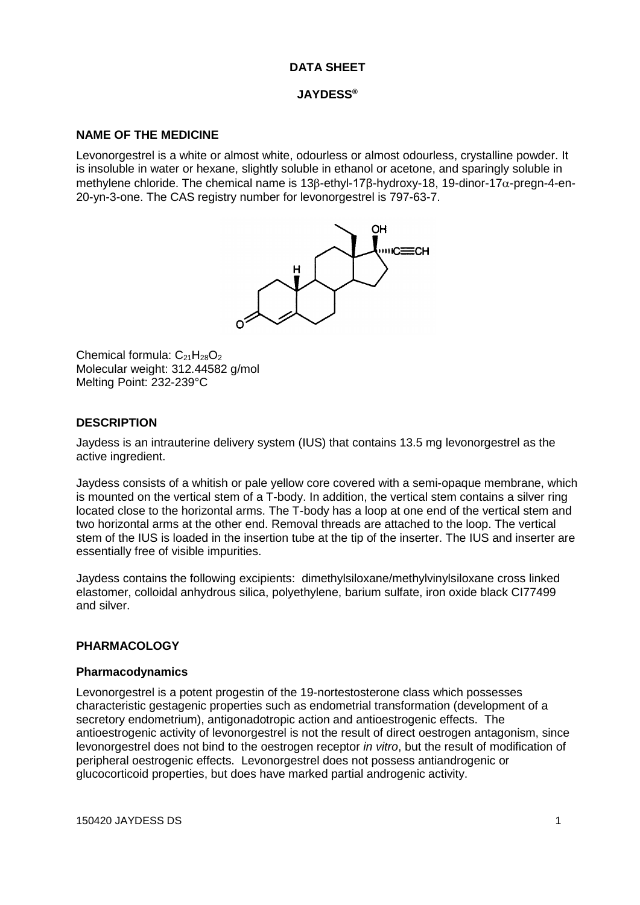**DATA SHEET**

**JAYDESS®**

## NAME OF THE MEDICINE

Levonorgestrel is a white or almost white, odourless or almost odourless, crystalline powder. It is insoluble in water or hexane, slightly soluble in ethanol or acetone, and sparingly soluble in methylene chloride. The chemical name is 13β-ethyl-17β-hydroxy-18, 19-dinor-17α-pregn-4-en-20-yn-3-one. The CAS registry number for levonorgestrel is 797-63-7.

Chemical formula: $C_{21}H_{28}O_2$
Molecular weight: 312.44582 g/mol
Melting Point: 232-239°C

## DESCRIPTION

Jaydess is an intrauterine delivery system (IUS) that contains 13.5 mg levonorgestrel as the active ingredient.

Jaydess consists of a whitish or pale yellow core covered with a semi-opaque membrane, which is mounted on the vertical stem of a T-body. In addition, the vertical stem contains a silver ring located close to the horizontal arms. The T-body has a loop at one end of the vertical stem and two horizontal arms at the other end. Removal threads are attached to the loop. The vertical stem of the IUS is loaded in the insertion tube at the tip of the inserter. The IUS and inserter are essentially free of visible impurities.

Jaydess contains the following excipients: dimethylsiloxane/methylvinylsiloxane cross linked elastomer, colloidal anhydrous silica, polyethylene, barium sulfate, iron oxide black CI77499 and silver.

## PHARMACOLOGY

### Pharmacodynamics

Levonorgestrel is a potent progestin of the 19-nortestosterone class which possesses characteristic gestagenic properties such as endometrial transformation (development of a secretory endometrium), antigonadotropic action and antioestrogenic effects. The antioestrogenic activity of levonorgestrel is not the result of direct oestrogen antagonism, since levonorgestrel does not bind to the oestrogen receptor *in vitro*, but the result of modification of peripheral oestrogenic effects. Levonorgestrel does not possess antiandrogenic or glucocorticoid properties, but does have marked partial androgenic activity.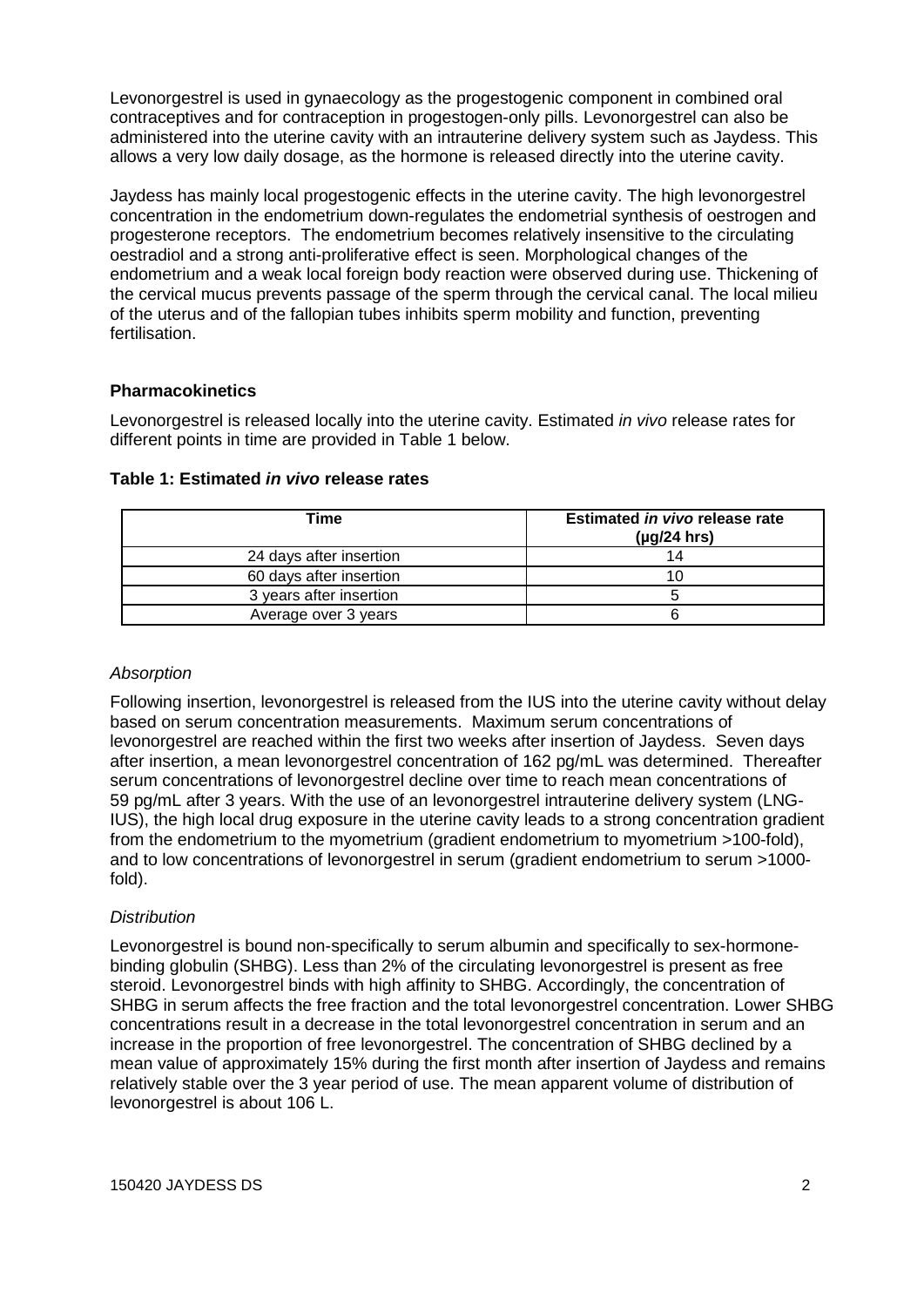Levonorgestrel is used in gynaecology as the progestogenic component in combined oral contraceptives and for contraception in progestogen-only pills. Levonorgestrel can also be administered into the uterine cavity with an intrauterine delivery system such as Jaydess. This allows a very low daily dosage, as the hormone is released directly into the uterine cavity.

Jaydess has mainly local progestogenic effects in the uterine cavity. The high levonorgestrel concentration in the endometrium down-regulates the endometrial synthesis of oestrogen and progesterone receptors. The endometrium becomes relatively insensitive to the circulating oestradiol and a strong anti-proliferative effect is seen. Morphological changes of the endometrium and a weak local foreign body reaction were observed during use. Thickening of the cervical mucus prevents passage of the sperm through the cervical canal. The local milieu of the uterus and of the fallopian tubes inhibits sperm mobility and function, preventing fertilisation.

## Pharmacokinetics

Levonorgestrel is released locally into the uterine cavity. Estimated *in vivo* release rates for different points in time are provided in Table 1 below.

**Table 1: Estimated *in vivo* release rates**

| Time | Estimated *in vivo* release rate (µg/24 hrs) |
|---|---|
| 24 days after insertion | 14 |
| 60 days after insertion | 10 |
| 3 years after insertion | 5 |
| Average over 3 years | 6 |

*Absorption*

Following insertion, levonorgestrel is released from the IUS into the uterine cavity without delay based on serum concentration measurements. Maximum serum concentrations of levonorgestrel are reached within the first two weeks after insertion of Jaydess. Seven days after insertion, a mean levonorgestrel concentration of 162 pg/mL was determined. Thereafter serum concentrations of levonorgestrel decline over time to reach mean concentrations of 59 pg/mL after 3 years. With the use of an levonorgestrel intrauterine delivery system (LNG-IUS), the high local drug exposure in the uterine cavity leads to a strong concentration gradient from the endometrium to the myometrium (gradient endometrium to myometrium >100-fold), and to low concentrations of levonorgestrel in serum (gradient endometrium to serum >1000-fold).

*Distribution*

Levonorgestrel is bound non-specifically to serum albumin and specifically to sex-hormone-binding globulin (SHBG). Less than 2% of the circulating levonorgestrel is present as free steroid. Levonorgestrel binds with high affinity to SHBG. Accordingly, the concentration of SHBG in serum affects the free fraction and the total levonorgestrel concentration. Lower SHBG concentrations result in a decrease in the total levonorgestrel concentration in serum and an increase in the proportion of free levonorgestrel. The concentration of SHBG declined by a mean value of approximately 15% during the first month after insertion of Jaydess and remains relatively stable over the 3 year period of use. The mean apparent volume of distribution of levonorgestrel is about 106 L.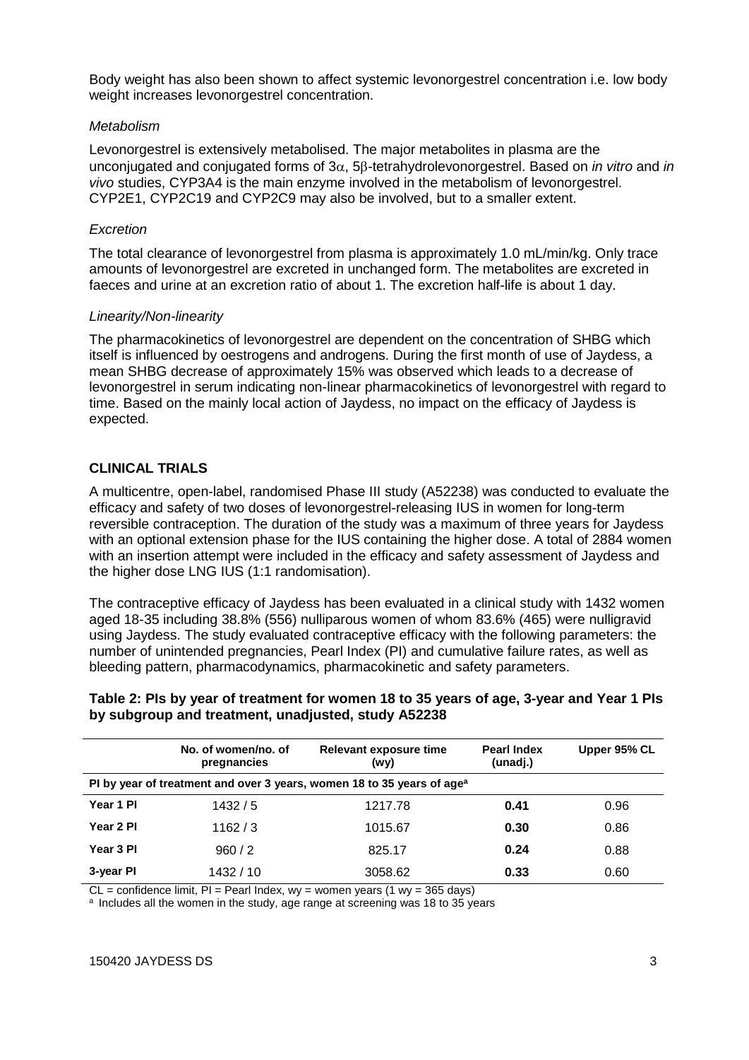Body weight has also been shown to affect systemic levonorgestrel concentration i.e. low body weight increases levonorgestrel concentration.

*Metabolism*

Levonorgestrel is extensively metabolised. The major metabolites in plasma are the unconjugated and conjugated forms of 3α, 5β-tetrahydrolevonorgestrel. Based on *in vitro* and *in vivo* studies, CYP3A4 is the main enzyme involved in the metabolism of levonorgestrel. CYP2E1, CYP2C19 and CYP2C9 may also be involved, but to a smaller extent.

*Excretion*

The total clearance of levonorgestrel from plasma is approximately 1.0 mL/min/kg. Only trace amounts of levonorgestrel are excreted in unchanged form. The metabolites are excreted in faeces and urine at an excretion ratio of about 1. The excretion half-life is about 1 day.

*Linearity/Non-linearity*

The pharmacokinetics of levonorgestrel are dependent on the concentration of SHBG which itself is influenced by oestrogens and androgens. During the first month of use of Jaydess, a mean SHBG decrease of approximately 15% was observed which leads to a decrease of levonorgestrel in serum indicating non-linear pharmacokinetics of levonorgestrel with regard to time. Based on the mainly local action of Jaydess, no impact on the efficacy of Jaydess is expected.

## CLINICAL TRIALS

A multicentre, open-label, randomised Phase III study (A52238) was conducted to evaluate the efficacy and safety of two doses of levonorgestrel-releasing IUS in women for long-term reversible contraception. The duration of the study was a maximum of three years for Jaydess with an optional extension phase for the IUS containing the higher dose. A total of 2884 women with an insertion attempt were included in the efficacy and safety assessment of Jaydess and the higher dose LNG IUS (1:1 randomisation).

The contraceptive efficacy of Jaydess has been evaluated in a clinical study with 1432 women aged 18-35 including 38.8% (556) nulliparous women of whom 83.6% (465) were nulligravid using Jaydess. The study evaluated contraceptive efficacy with the following parameters: the number of unintended pregnancies, Pearl Index (PI) and cumulative failure rates, as well as bleeding pattern, pharmacodynamics, pharmacokinetic and safety parameters.

**Table 2: PIs by year of treatment for women 18 to 35 years of age, 3-year and Year 1 PIs by subgroup and treatment, unadjusted, study A52238**

| | No. of women/no. of pregnancies | Relevant exposure time (wy) | Pearl Index (unadj.) | Upper 95% CL |
|---|---|---|---|---|
| **PI by year of treatment and over 3 years, women 18 to 35 years of age[a]** | | | | |
| **Year 1 PI** | 1432 / 5 | 1217.78 | **0.41** | 0.96 |
| **Year 2 PI** | 1162 / 3 | 1015.67 | **0.30** | 0.86 |
| **Year 3 PI** | 960 / 2 | 825.17 | **0.24** | 0.88 |
| **3-year PI** | 1432 / 10 | 3058.62 | **0.33** | 0.60 |

CL = confidence limit, PI = Pearl Index, wy = women years (1 wy = 365 days)

[a] Includes all the women in the study, age range at screening was 18 to 35 years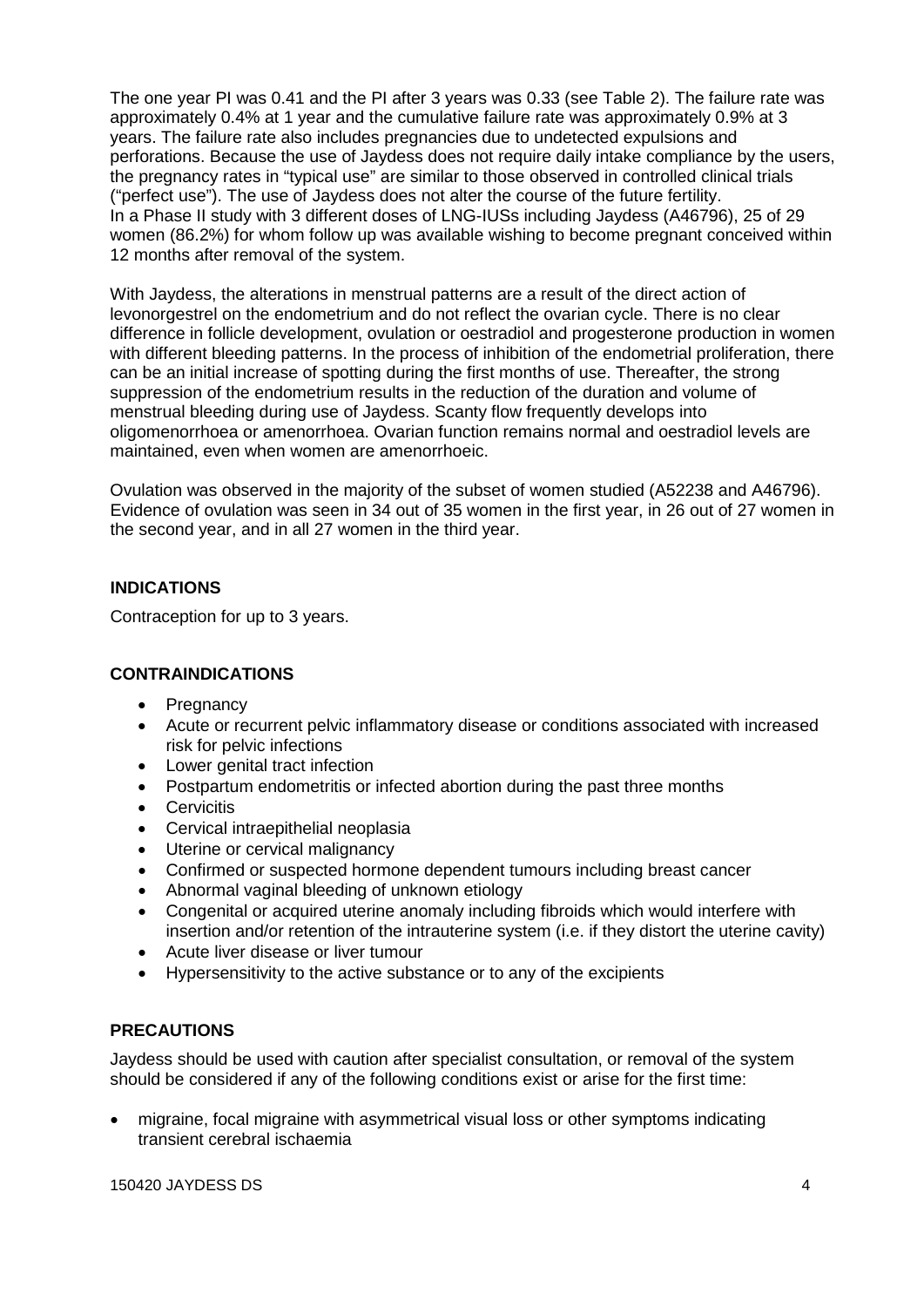The one year PI was 0.41 and the PI after 3 years was 0.33 (see Table 2). The failure rate was approximately 0.4% at 1 year and the cumulative failure rate was approximately 0.9% at 3 years. The failure rate also includes pregnancies due to undetected expulsions and perforations. Because the use of Jaydess does not require daily intake compliance by the users, the pregnancy rates in "typical use" are similar to those observed in controlled clinical trials ("perfect use"). The use of Jaydess does not alter the course of the future fertility. In a Phase II study with 3 different doses of LNG-IUSs including Jaydess (A46796), 25 of 29 women (86.2%) for whom follow up was available wishing to become pregnant conceived within 12 months after removal of the system.

With Jaydess, the alterations in menstrual patterns are a result of the direct action of levonorgestrel on the endometrium and do not reflect the ovarian cycle. There is no clear difference in follicle development, ovulation or oestradiol and progesterone production in women with different bleeding patterns. In the process of inhibition of the endometrial proliferation, there can be an initial increase of spotting during the first months of use. Thereafter, the strong suppression of the endometrium results in the reduction of the duration and volume of menstrual bleeding during use of Jaydess. Scanty flow frequently develops into oligomenorrhoea or amenorrhoea. Ovarian function remains normal and oestradiol levels are maintained, even when women are amenorrhoeic.

Ovulation was observed in the majority of the subset of women studied (A52238 and A46796). Evidence of ovulation was seen in 34 out of 35 women in the first year, in 26 out of 27 women in the second year, and in all 27 women in the third year.

## INDICATIONS

Contraception for up to 3 years.

## CONTRAINDICATIONS

- Pregnancy
- Acute or recurrent pelvic inflammatory disease or conditions associated with increased risk for pelvic infections
- Lower genital tract infection
- Postpartum endometritis or infected abortion during the past three months
- Cervicitis
- Cervical intraepithelial neoplasia
- Uterine or cervical malignancy
- Confirmed or suspected hormone dependent tumours including breast cancer
- Abnormal vaginal bleeding of unknown etiology
- Congenital or acquired uterine anomaly including fibroids which would interfere with insertion and/or retention of the intrauterine system (i.e. if they distort the uterine cavity)
- Acute liver disease or liver tumour
- Hypersensitivity to the active substance or to any of the excipients

## PRECAUTIONS

Jaydess should be used with caution after specialist consultation, or removal of the system should be considered if any of the following conditions exist or arise for the first time:

- migraine, focal migraine with asymmetrical visual loss or other symptoms indicating transient cerebral ischaemia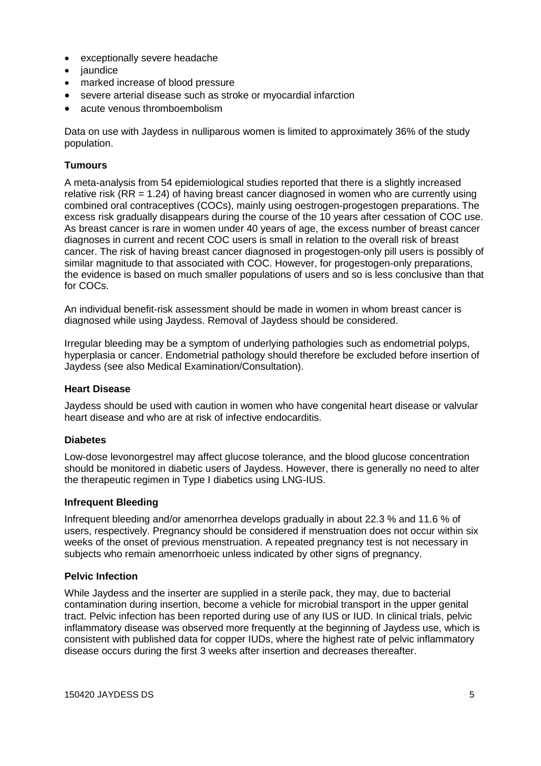- exceptionally severe headache
- jaundice
- marked increase of blood pressure
- severe arterial disease such as stroke or myocardial infarction
- acute venous thromboembolism

Data on use with Jaydess in nulliparous women is limited to approximately 36% of the study population.

### Tumours

A meta-analysis from 54 epidemiological studies reported that there is a slightly increased relative risk (RR = 1.24) of having breast cancer diagnosed in women who are currently using combined oral contraceptives (COCs), mainly using oestrogen-progestogen preparations. The excess risk gradually disappears during the course of the 10 years after cessation of COC use. As breast cancer is rare in women under 40 years of age, the excess number of breast cancer diagnoses in current and recent COC users is small in relation to the overall risk of breast cancer. The risk of having breast cancer diagnosed in progestogen-only pill users is possibly of similar magnitude to that associated with COC. However, for progestogen-only preparations, the evidence is based on much smaller populations of users and so is less conclusive than that for COCs.

An individual benefit-risk assessment should be made in women in whom breast cancer is diagnosed while using Jaydess. Removal of Jaydess should be considered.

Irregular bleeding may be a symptom of underlying pathologies such as endometrial polyps, hyperplasia or cancer. Endometrial pathology should therefore be excluded before insertion of Jaydess (see also Medical Examination/Consultation).

### Heart Disease

Jaydess should be used with caution in women who have congenital heart disease or valvular heart disease and who are at risk of infective endocarditis.

### Diabetes

Low-dose levonorgestrel may affect glucose tolerance, and the blood glucose concentration should be monitored in diabetic users of Jaydess. However, there is generally no need to alter the therapeutic regimen in Type I diabetics using LNG-IUS.

### Infrequent Bleeding

Infrequent bleeding and/or amenorrhea develops gradually in about 22.3 % and 11.6 % of users, respectively. Pregnancy should be considered if menstruation does not occur within six weeks of the onset of previous menstruation. A repeated pregnancy test is not necessary in subjects who remain amenorrhoeic unless indicated by other signs of pregnancy.

### Pelvic Infection

While Jaydess and the inserter are supplied in a sterile pack, they may, due to bacterial contamination during insertion, become a vehicle for microbial transport in the upper genital tract. Pelvic infection has been reported during use of any IUS or IUD. In clinical trials, pelvic inflammatory disease was observed more frequently at the beginning of Jaydess use, which is consistent with published data for copper IUDs, where the highest rate of pelvic inflammatory disease occurs during the first 3 weeks after insertion and decreases thereafter.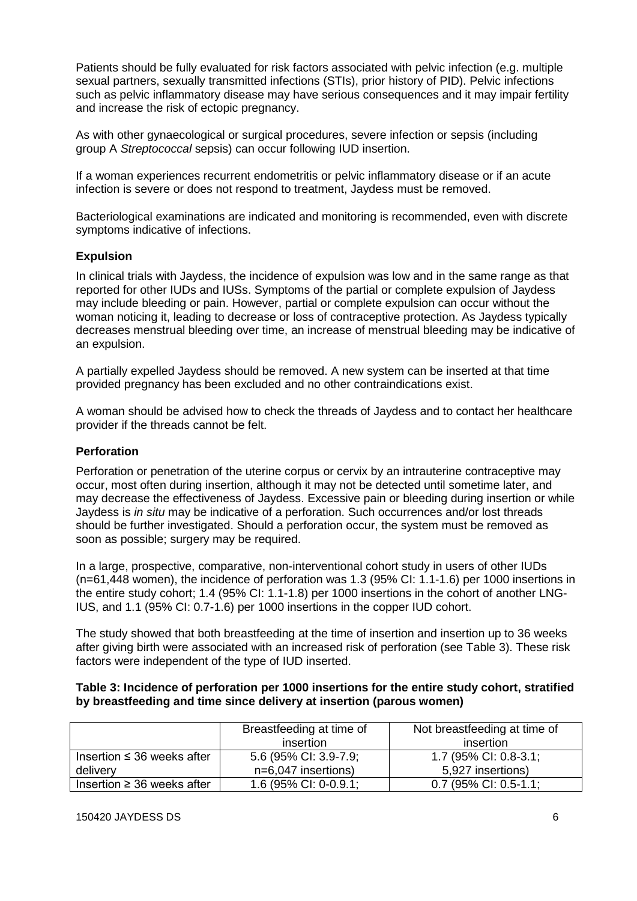Patients should be fully evaluated for risk factors associated with pelvic infection (e.g. multiple sexual partners, sexually transmitted infections (STIs), prior history of PID). Pelvic infections such as pelvic inflammatory disease may have serious consequences and it may impair fertility and increase the risk of ectopic pregnancy.

As with other gynaecological or surgical procedures, severe infection or sepsis (including group A *Streptococcal* sepsis) can occur following IUD insertion.

If a woman experiences recurrent endometritis or pelvic inflammatory disease or if an acute infection is severe or does not respond to treatment, Jaydess must be removed.

Bacteriological examinations are indicated and monitoring is recommended, even with discrete symptoms indicative of infections.

**Expulsion**

In clinical trials with Jaydess, the incidence of expulsion was low and in the same range as that reported for other IUDs and IUSs. Symptoms of the partial or complete expulsion of Jaydess may include bleeding or pain. However, partial or complete expulsion can occur without the woman noticing it, leading to decrease or loss of contraceptive protection. As Jaydess typically decreases menstrual bleeding over time, an increase of menstrual bleeding may be indicative of an expulsion.

A partially expelled Jaydess should be removed. A new system can be inserted at that time provided pregnancy has been excluded and no other contraindications exist.

A woman should be advised how to check the threads of Jaydess and to contact her healthcare provider if the threads cannot be felt.

**Perforation**

Perforation or penetration of the uterine corpus or cervix by an intrauterine contraceptive may occur, most often during insertion, although it may not be detected until sometime later, and may decrease the effectiveness of Jaydess. Excessive pain or bleeding during insertion or while Jaydess is *in situ* may be indicative of a perforation. Such occurrences and/or lost threads should be further investigated. Should a perforation occur, the system must be removed as soon as possible; surgery may be required.

In a large, prospective, comparative, non-interventional cohort study in users of other IUDs (n=61,448 women), the incidence of perforation was 1.3 (95% CI: 1.1-1.6) per 1000 insertions in the entire study cohort; 1.4 (95% CI: 1.1-1.8) per 1000 insertions in the cohort of another LNG-IUS, and 1.1 (95% CI: 0.7-1.6) per 1000 insertions in the copper IUD cohort.

The study showed that both breastfeeding at the time of insertion and insertion up to 36 weeks after giving birth were associated with an increased risk of perforation (see Table 3). These risk factors were independent of the type of IUD inserted.

**Table 3: Incidence of perforation per 1000 insertions for the entire study cohort, stratified by breastfeeding and time since delivery at insertion (parous women)**

| | Breastfeeding at time of insertion | Not breastfeeding at time of insertion |
|---|---|---|
| Insertion ≤ 36 weeks after delivery | 5.6 (95% CI: 3.9-7.9; n=6,047 insertions) | 1.7 (95% CI: 0.8-3.1; 5,927 insertions) |
| Insertion ≥ 36 weeks after | 1.6 (95% CI: 0-0.9.1; | 0.7 (95% CI: 0.5-1.1; |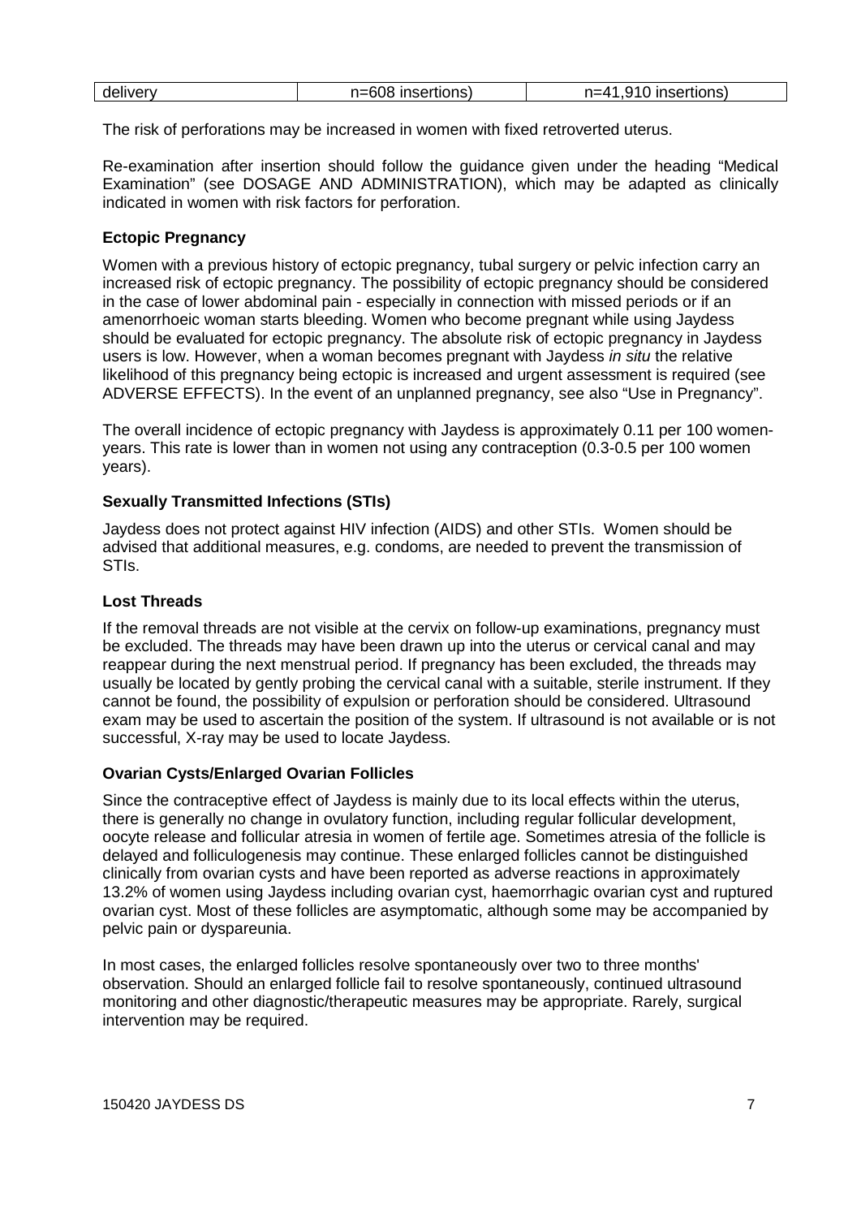| delivery | n=608 insertions) | n=41,910 insertions) |
|---|---|---|

The risk of perforations may be increased in women with fixed retroverted uterus.

Re-examination after insertion should follow the guidance given under the heading "Medical Examination" (see DOSAGE AND ADMINISTRATION), which may be adapted as clinically indicated in women with risk factors for perforation.

**Ectopic Pregnancy**

Women with a previous history of ectopic pregnancy, tubal surgery or pelvic infection carry an increased risk of ectopic pregnancy. The possibility of ectopic pregnancy should be considered in the case of lower abdominal pain - especially in connection with missed periods or if an amenorrhoeic woman starts bleeding. Women who become pregnant while using Jaydess should be evaluated for ectopic pregnancy. The absolute risk of ectopic pregnancy in Jaydess users is low. However, when a woman becomes pregnant with Jaydess *in situ* the relative likelihood of this pregnancy being ectopic is increased and urgent assessment is required (see ADVERSE EFFECTS). In the event of an unplanned pregnancy, see also "Use in Pregnancy".

The overall incidence of ectopic pregnancy with Jaydess is approximately 0.11 per 100 women-years. This rate is lower than in women not using any contraception (0.3-0.5 per 100 women years).

**Sexually Transmitted Infections (STIs)**

Jaydess does not protect against HIV infection (AIDS) and other STIs. Women should be advised that additional measures, e.g. condoms, are needed to prevent the transmission of STIs.

**Lost Threads**

If the removal threads are not visible at the cervix on follow-up examinations, pregnancy must be excluded. The threads may have been drawn up into the uterus or cervical canal and may reappear during the next menstrual period. If pregnancy has been excluded, the threads may usually be located by gently probing the cervical canal with a suitable, sterile instrument. If they cannot be found, the possibility of expulsion or perforation should be considered. Ultrasound exam may be used to ascertain the position of the system. If ultrasound is not available or is not successful, X-ray may be used to locate Jaydess.

**Ovarian Cysts/Enlarged Ovarian Follicles**

Since the contraceptive effect of Jaydess is mainly due to its local effects within the uterus, there is generally no change in ovulatory function, including regular follicular development, oocyte release and follicular atresia in women of fertile age. Sometimes atresia of the follicle is delayed and folliculogenesis may continue. These enlarged follicles cannot be distinguished clinically from ovarian cysts and have been reported as adverse reactions in approximately 13.2% of women using Jaydess including ovarian cyst, haemorrhagic ovarian cyst and ruptured ovarian cyst. Most of these follicles are asymptomatic, although some may be accompanied by pelvic pain or dyspareunia.

In most cases, the enlarged follicles resolve spontaneously over two to three months' observation. Should an enlarged follicle fail to resolve spontaneously, continued ultrasound monitoring and other diagnostic/therapeutic measures may be appropriate. Rarely, surgical intervention may be required.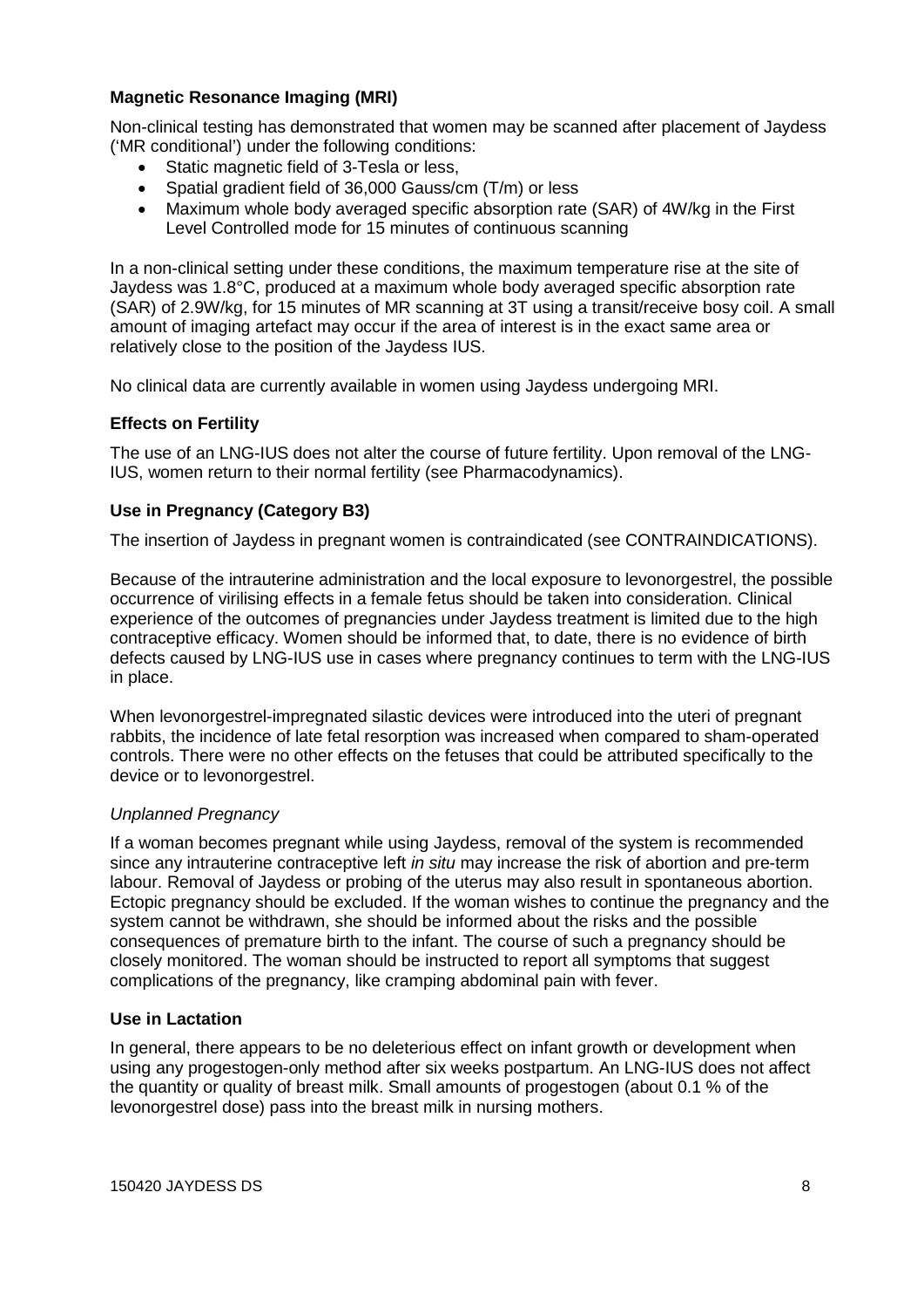### Magnetic Resonance Imaging (MRI)

Non-clinical testing has demonstrated that women may be scanned after placement of Jaydess ('MR conditional') under the following conditions:

- Static magnetic field of 3-Tesla or less,
- Spatial gradient field of 36,000 Gauss/cm (T/m) or less
- Maximum whole body averaged specific absorption rate (SAR) of 4W/kg in the First Level Controlled mode for 15 minutes of continuous scanning

In a non-clinical setting under these conditions, the maximum temperature rise at the site of Jaydess was 1.8°C, produced at a maximum whole body averaged specific absorption rate (SAR) of 2.9W/kg, for 15 minutes of MR scanning at 3T using a transit/receive bosy coil. A small amount of imaging artefact may occur if the area of interest is in the exact same area or relatively close to the position of the Jaydess IUS.

No clinical data are currently available in women using Jaydess undergoing MRI.

### Effects on Fertility

The use of an LNG-IUS does not alter the course of future fertility. Upon removal of the LNG-IUS, women return to their normal fertility (see Pharmacodynamics).

### Use in Pregnancy (Category B3)

The insertion of Jaydess in pregnant women is contraindicated (see CONTRAINDICATIONS).

Because of the intrauterine administration and the local exposure to levonorgestrel, the possible occurrence of virilising effects in a female fetus should be taken into consideration. Clinical experience of the outcomes of pregnancies under Jaydess treatment is limited due to the high contraceptive efficacy. Women should be informed that, to date, there is no evidence of birth defects caused by LNG-IUS use in cases where pregnancy continues to term with the LNG-IUS in place.

When levonorgestrel-impregnated silastic devices were introduced into the uteri of pregnant rabbits, the incidence of late fetal resorption was increased when compared to sham-operated controls. There were no other effects on the fetuses that could be attributed specifically to the device or to levonorgestrel.

*Unplanned Pregnancy*

If a woman becomes pregnant while using Jaydess, removal of the system is recommended since any intrauterine contraceptive left *in situ* may increase the risk of abortion and pre-term labour. Removal of Jaydess or probing of the uterus may also result in spontaneous abortion. Ectopic pregnancy should be excluded. If the woman wishes to continue the pregnancy and the system cannot be withdrawn, she should be informed about the risks and the possible consequences of premature birth to the infant. The course of such a pregnancy should be closely monitored. The woman should be instructed to report all symptoms that suggest complications of the pregnancy, like cramping abdominal pain with fever.

### Use in Lactation

In general, there appears to be no deleterious effect on infant growth or development when using any progestogen-only method after six weeks postpartum. An LNG-IUS does not affect the quantity or quality of breast milk. Small amounts of progestogen (about 0.1 % of the levonorgestrel dose) pass into the breast milk in nursing mothers.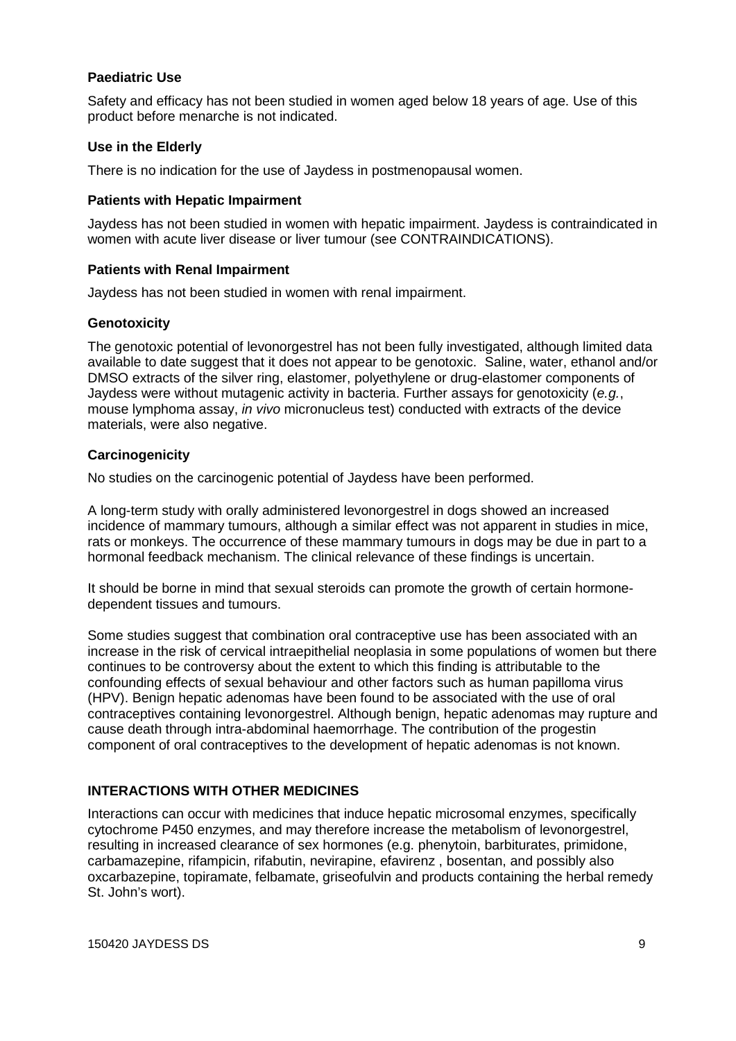### Paediatric Use

Safety and efficacy has not been studied in women aged below 18 years of age. Use of this product before menarche is not indicated.

### Use in the Elderly

There is no indication for the use of Jaydess in postmenopausal women.

### Patients with Hepatic Impairment

Jaydess has not been studied in women with hepatic impairment. Jaydess is contraindicated in women with acute liver disease or liver tumour (see CONTRAINDICATIONS).

### Patients with Renal Impairment

Jaydess has not been studied in women with renal impairment.

### Genotoxicity

The genotoxic potential of levonorgestrel has not been fully investigated, although limited data available to date suggest that it does not appear to be genotoxic. Saline, water, ethanol and/or DMSO extracts of the silver ring, elastomer, polyethylene or drug-elastomer components of Jaydess were without mutagenic activity in bacteria. Further assays for genotoxicity (*e.g.*, mouse lymphoma assay, *in vivo* micronucleus test) conducted with extracts of the device materials, were also negative.

### Carcinogenicity

No studies on the carcinogenic potential of Jaydess have been performed.

A long-term study with orally administered levonorgestrel in dogs showed an increased incidence of mammary tumours, although a similar effect was not apparent in studies in mice, rats or monkeys. The occurrence of these mammary tumours in dogs may be due in part to a hormonal feedback mechanism. The clinical relevance of these findings is uncertain.

It should be borne in mind that sexual steroids can promote the growth of certain hormone-dependent tissues and tumours.

Some studies suggest that combination oral contraceptive use has been associated with an increase in the risk of cervical intraepithelial neoplasia in some populations of women but there continues to be controversy about the extent to which this finding is attributable to the confounding effects of sexual behaviour and other factors such as human papilloma virus (HPV). Benign hepatic adenomas have been found to be associated with the use of oral contraceptives containing levonorgestrel. Although benign, hepatic adenomas may rupture and cause death through intra-abdominal haemorrhage. The contribution of the progestin component of oral contraceptives to the development of hepatic adenomas is not known.

## INTERACTIONS WITH OTHER MEDICINES

Interactions can occur with medicines that induce hepatic microsomal enzymes, specifically cytochrome P450 enzymes, and may therefore increase the metabolism of levonorgestrel, resulting in increased clearance of sex hormones (e.g. phenytoin, barbiturates, primidone, carbamazepine, rifampicin, rifabutin, nevirapine, efavirenz , bosentan, and possibly also oxcarbazepine, topiramate, felbamate, griseofulvin and products containing the herbal remedy St. John's wort).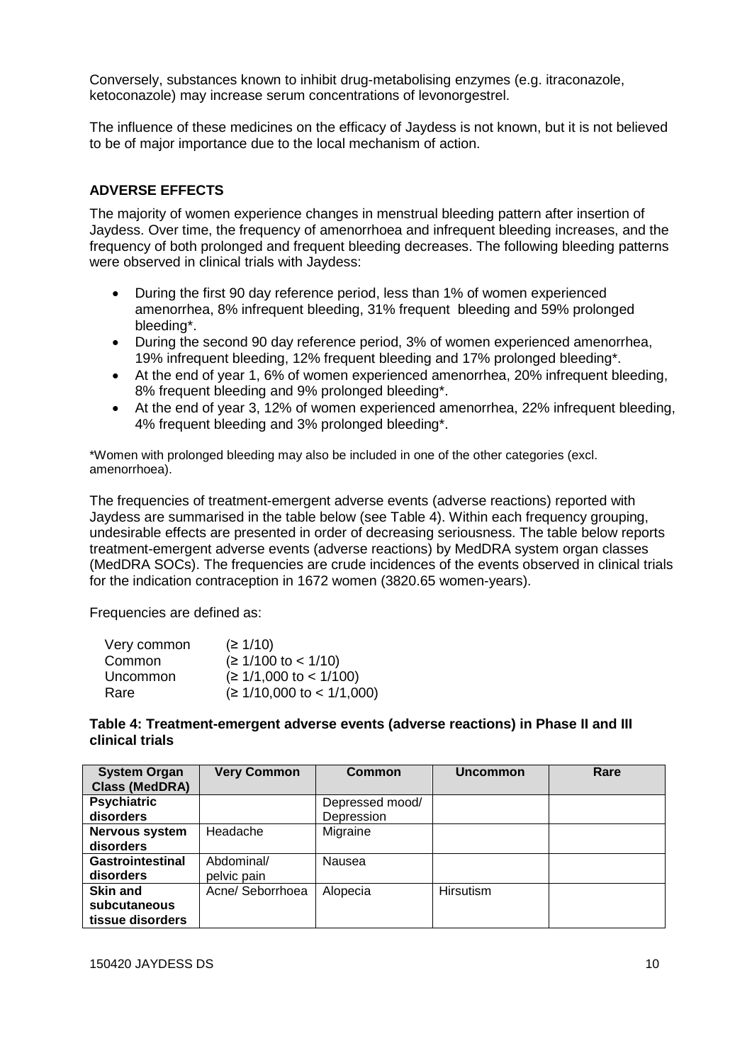Conversely, substances known to inhibit drug-metabolising enzymes (e.g. itraconazole, ketoconazole) may increase serum concentrations of levonorgestrel.

The influence of these medicines on the efficacy of Jaydess is not known, but it is not believed to be of major importance due to the local mechanism of action.

## ADVERSE EFFECTS

The majority of women experience changes in menstrual bleeding pattern after insertion of Jaydess. Over time, the frequency of amenorrhoea and infrequent bleeding increases, and the frequency of both prolonged and frequent bleeding decreases. The following bleeding patterns were observed in clinical trials with Jaydess:

- During the first 90 day reference period, less than 1% of women experienced amenorrhea, 8% infrequent bleeding, 31% frequent bleeding and 59% prolonged bleeding*.
- During the second 90 day reference period, 3% of women experienced amenorrhea, 19% infrequent bleeding, 12% frequent bleeding and 17% prolonged bleeding*.
- At the end of year 1, 6% of women experienced amenorrhea, 20% infrequent bleeding, 8% frequent bleeding and 9% prolonged bleeding*.
- At the end of year 3, 12% of women experienced amenorrhea, 22% infrequent bleeding, 4% frequent bleeding and 3% prolonged bleeding*.

*Women with prolonged bleeding may also be included in one of the other categories (excl. amenorrhoea).

The frequencies of treatment-emergent adverse events (adverse reactions) reported with Jaydess are summarised in the table below (see Table 4). Within each frequency grouping, undesirable effects are presented in order of decreasing seriousness. The table below reports treatment-emergent adverse events (adverse reactions) by MedDRA system organ classes (MedDRA SOCs). The frequencies are crude incidences of the events observed in clinical trials for the indication contraception in 1672 women (3820.65 women-years).

Frequencies are defined as:

| | |
|---|---|
| Very common | (≥ 1/10) |
| Common | (≥ 1/100 to < 1/10) |
| Uncommon | (≥ 1/1,000 to < 1/100) |
| Rare | (≥ 1/10,000 to < 1/1,000) |

**Table 4: Treatment-emergent adverse events (adverse reactions) in Phase II and III clinical trials**

| System Organ Class (MedDRA) | Very Common | Common | Uncommon | Rare |
|---|---|---|---|---|
| **Psychiatric disorders** | | Depressed mood/ Depression | | |
| **Nervous system disorders** | Headache | Migraine | | |
| **Gastrointestinal disorders** | Abdominal/ pelvic pain | Nausea | | |
| **Skin and subcutaneous tissue disorders** | Acne/ Seborrhoea | Alopecia | Hirsutism | |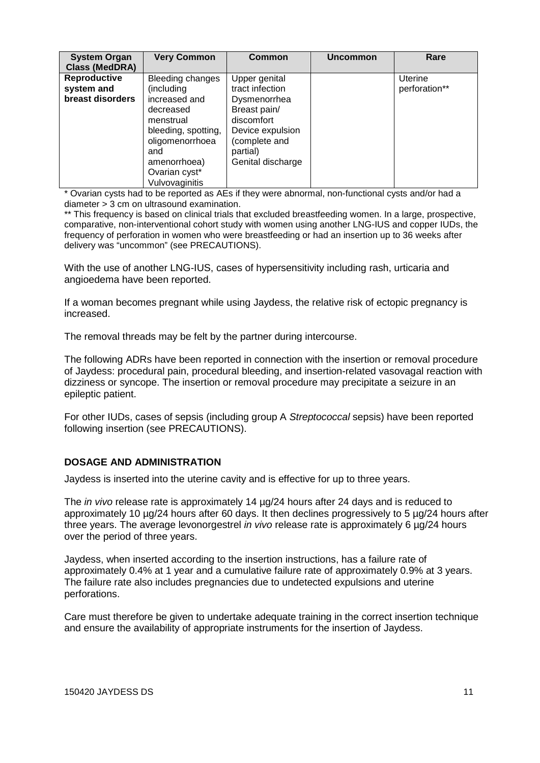| System Organ Class (MedDRA) | Very Common | Common | Uncommon | Rare |
|---|---|---|---|---|
| **Reproductive system and breast disorders** | Bleeding changes (including increased and decreased menstrual bleeding, spotting, oligomenorrhoea and amenorrhoea)<br>Ovarian cyst*<br>Vulvovaginitis | Upper genital tract infection<br>Dysmenorrhea<br>Breast pain/ discomfort<br>Device expulsion (complete and partial)<br>Genital discharge | | Uterine perforation** |

\* Ovarian cysts had to be reported as AEs if they were abnormal, non-functional cysts and/or had a diameter > 3 cm on ultrasound examination.

\** This frequency is based on clinical trials that excluded breastfeeding women. In a large, prospective, comparative, non-interventional cohort study with women using another LNG-IUS and copper IUDs, the frequency of perforation in women who were breastfeeding or had an insertion up to 36 weeks after delivery was "uncommon" (see PRECAUTIONS).

With the use of another LNG-IUS, cases of hypersensitivity including rash, urticaria and angioedema have been reported.

If a woman becomes pregnant while using Jaydess, the relative risk of ectopic pregnancy is increased.

The removal threads may be felt by the partner during intercourse.

The following ADRs have been reported in connection with the insertion or removal procedure of Jaydess: procedural pain, procedural bleeding, and insertion-related vasovagal reaction with dizziness or syncope. The insertion or removal procedure may precipitate a seizure in an epileptic patient.

For other IUDs, cases of sepsis (including group A *Streptococcal* sepsis) have been reported following insertion (see PRECAUTIONS).

## DOSAGE AND ADMINISTRATION

Jaydess is inserted into the uterine cavity and is effective for up to three years.

The *in vivo* release rate is approximately 14 µg/24 hours after 24 days and is reduced to approximately 10 µg/24 hours after 60 days. It then declines progressively to 5 µg/24 hours after three years. The average levonorgestrel *in vivo* release rate is approximately 6 µg/24 hours over the period of three years.

Jaydess, when inserted according to the insertion instructions, has a failure rate of approximately 0.4% at 1 year and a cumulative failure rate of approximately 0.9% at 3 years. The failure rate also includes pregnancies due to undetected expulsions and uterine perforations.

Care must therefore be given to undertake adequate training in the correct insertion technique and ensure the availability of appropriate instruments for the insertion of Jaydess.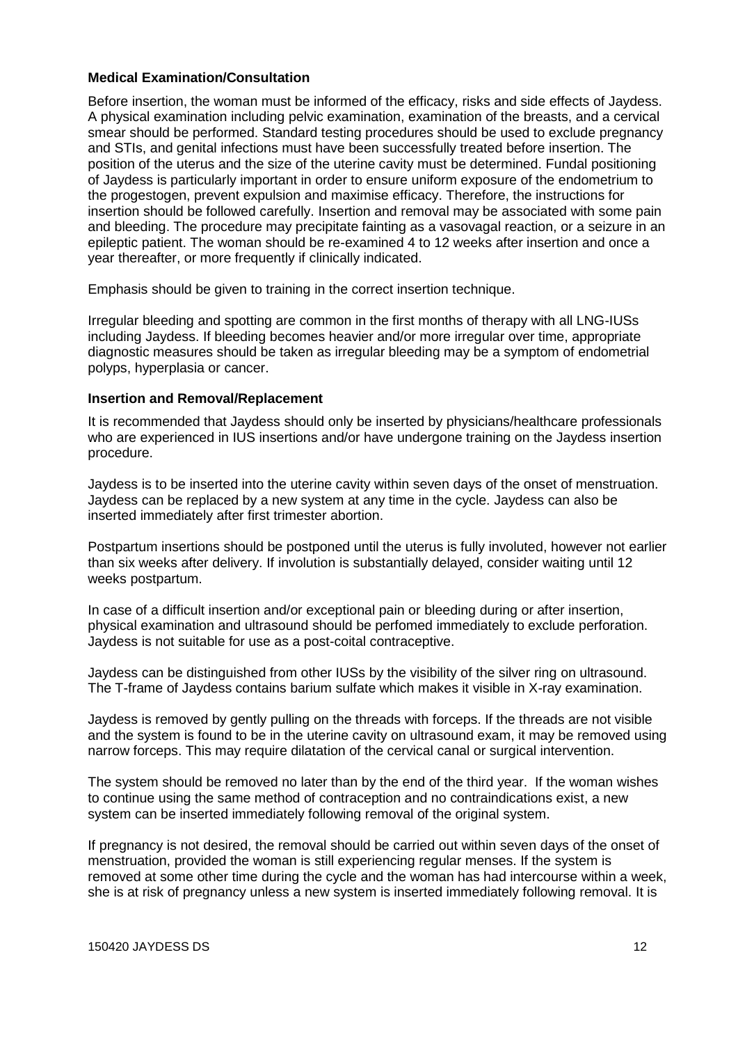**Medical Examination/Consultation**

Before insertion, the woman must be informed of the efficacy, risks and side effects of Jaydess. A physical examination including pelvic examination, examination of the breasts, and a cervical smear should be performed. Standard testing procedures should be used to exclude pregnancy and STIs, and genital infections must have been successfully treated before insertion. The position of the uterus and the size of the uterine cavity must be determined. Fundal positioning of Jaydess is particularly important in order to ensure uniform exposure of the endometrium to the progestogen, prevent expulsion and maximise efficacy. Therefore, the instructions for insertion should be followed carefully. Insertion and removal may be associated with some pain and bleeding. The procedure may precipitate fainting as a vasovagal reaction, or a seizure in an epileptic patient. The woman should be re-examined 4 to 12 weeks after insertion and once a year thereafter, or more frequently if clinically indicated.

Emphasis should be given to training in the correct insertion technique.

Irregular bleeding and spotting are common in the first months of therapy with all LNG-IUSs including Jaydess. If bleeding becomes heavier and/or more irregular over time, appropriate diagnostic measures should be taken as irregular bleeding may be a symptom of endometrial polyps, hyperplasia or cancer.

**Insertion and Removal/Replacement**

It is recommended that Jaydess should only be inserted by physicians/healthcare professionals who are experienced in IUS insertions and/or have undergone training on the Jaydess insertion procedure.

Jaydess is to be inserted into the uterine cavity within seven days of the onset of menstruation. Jaydess can be replaced by a new system at any time in the cycle. Jaydess can also be inserted immediately after first trimester abortion.

Postpartum insertions should be postponed until the uterus is fully involuted, however not earlier than six weeks after delivery. If involution is substantially delayed, consider waiting until 12 weeks postpartum.

In case of a difficult insertion and/or exceptional pain or bleeding during or after insertion, physical examination and ultrasound should be perfomed immediately to exclude perforation. Jaydess is not suitable for use as a post-coital contraceptive.

Jaydess can be distinguished from other IUSs by the visibility of the silver ring on ultrasound. The T-frame of Jaydess contains barium sulfate which makes it visible in X-ray examination.

Jaydess is removed by gently pulling on the threads with forceps. If the threads are not visible and the system is found to be in the uterine cavity on ultrasound exam, it may be removed using narrow forceps. This may require dilatation of the cervical canal or surgical intervention.

The system should be removed no later than by the end of the third year. If the woman wishes to continue using the same method of contraception and no contraindications exist, a new system can be inserted immediately following removal of the original system.

If pregnancy is not desired, the removal should be carried out within seven days of the onset of menstruation, provided the woman is still experiencing regular menses. If the system is removed at some other time during the cycle and the woman has had intercourse within a week, she is at risk of pregnancy unless a new system is inserted immediately following removal. It is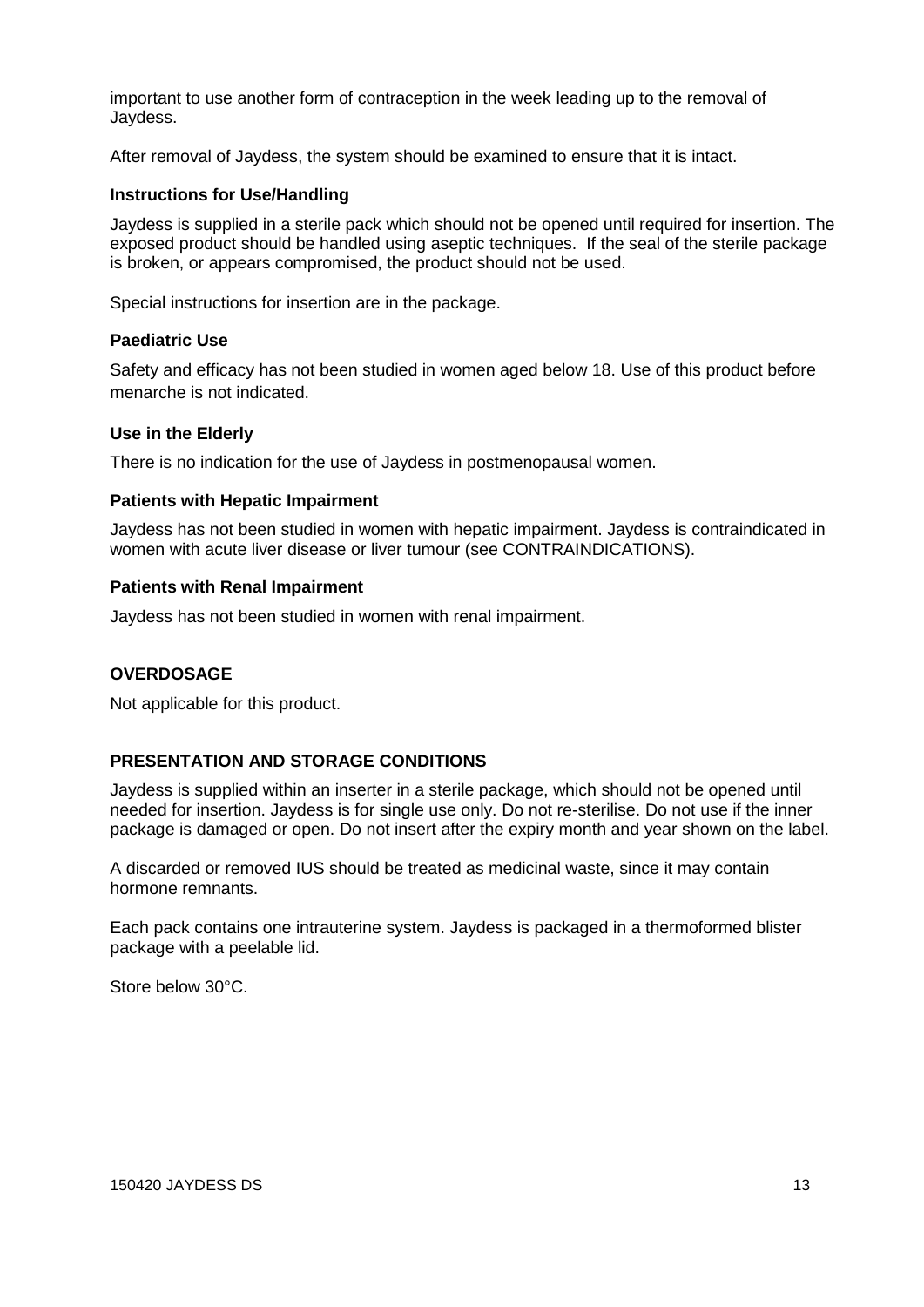important to use another form of contraception in the week leading up to the removal of Jaydess.

After removal of Jaydess, the system should be examined to ensure that it is intact.

**Instructions for Use/Handling**

Jaydess is supplied in a sterile pack which should not be opened until required for insertion. The exposed product should be handled using aseptic techniques. If the seal of the sterile package is broken, or appears compromised, the product should not be used.

Special instructions for insertion are in the package.

**Paediatric Use**

Safety and efficacy has not been studied in women aged below 18. Use of this product before menarche is not indicated.

**Use in the Elderly**

There is no indication for the use of Jaydess in postmenopausal women.

**Patients with Hepatic Impairment**

Jaydess has not been studied in women with hepatic impairment. Jaydess is contraindicated in women with acute liver disease or liver tumour (see CONTRAINDICATIONS).

**Patients with Renal Impairment**

Jaydess has not been studied in women with renal impairment.

## OVERDOSAGE

Not applicable for this product.

## PRESENTATION AND STORAGE CONDITIONS

Jaydess is supplied within an inserter in a sterile package, which should not be opened until needed for insertion. Jaydess is for single use only. Do not re-sterilise. Do not use if the inner package is damaged or open. Do not insert after the expiry month and year shown on the label.

A discarded or removed IUS should be treated as medicinal waste, since it may contain hormone remnants.

Each pack contains one intrauterine system. Jaydess is packaged in a thermoformed blister package with a peelable lid.

Store below 30°C.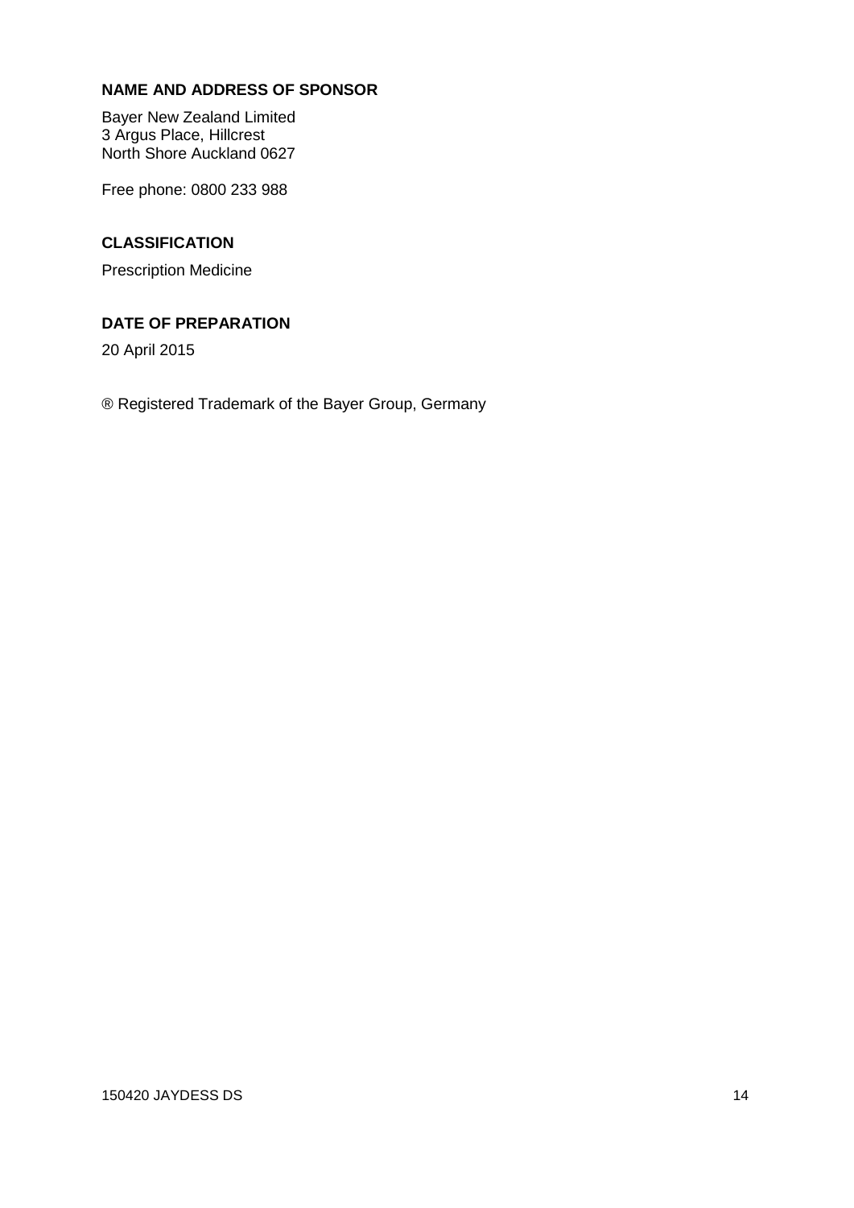## NAME AND ADDRESS OF SPONSOR

Bayer New Zealand Limited
3 Argus Place, Hillcrest
North Shore Auckland 0627

Free phone: 0800 233 988

## CLASSIFICATION

Prescription Medicine

## DATE OF PREPARATION

20 April 2015

® Registered Trademark of the Bayer Group, Germany